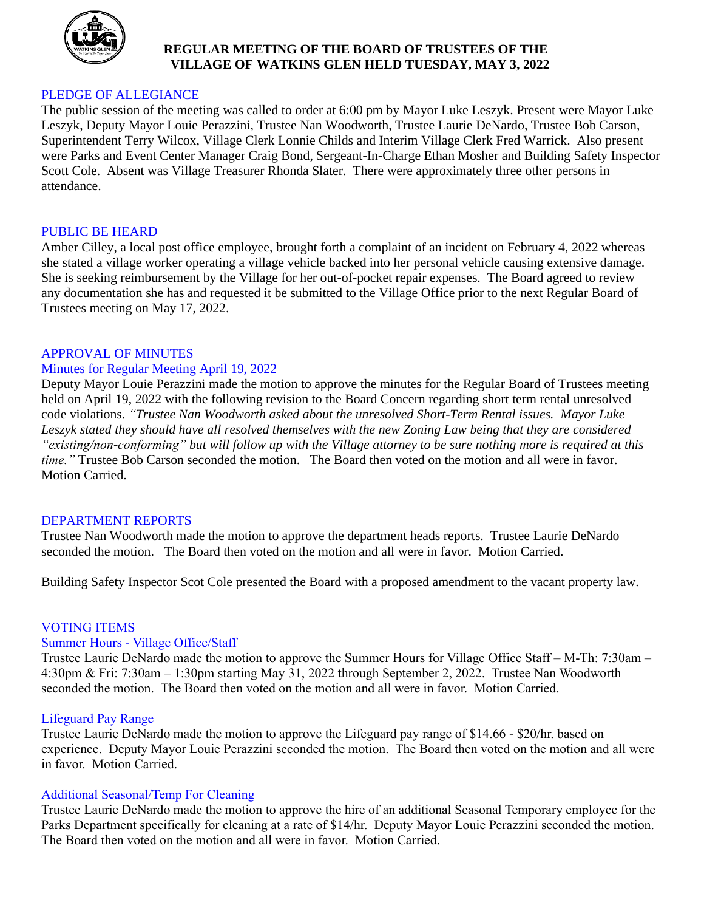# REGULAR MEETING OF THE BOARD OF TRUSTEES OF THE VILLAGE OF WATKINS GLEN HELD TUESDAY, MAY 3, 2022

## PLEDGE OF ALLEGIANCE

The public session of the meeting was called to order at 6:00 pm by Mayor Luke Leszyk. Present were Mayor Luke Leszyk, Deputy Mayor Louie Perazzini, Trustee Nan Woodworth, Trustee Laurie DeNardo, Trustee Bob Carson, Superintendent Terry Wilcox, Village Clerk Lonnie Childs and Interim Village Clerk Fred Warrick. Also present were Parks and Event Center Manager Craig Bond, Sergeant-In-Charge Ethan Mosher and Building Safety Inspector Scott Cole. Absent was Village Treasurer Rhonda Slater. There were approximately three other persons in attendance.

## PUBLIC BE HEARD

Amber Cilley, a local post office employee, brought forth a complaint of an incident on February 4, 2022 whereas she stated a village worker operating a village vehicle backed into her personal vehicle causing extensive damage. She is seeking reimbursement by the Village for her out-of-pocket repair expenses. The Board agreed to review any documentation she has and requested it be submitted to the Village Office prior to the next Regular Board of Trustees meeting on May 17, 2022.

## APPROVAL OF MINUTES

### Minutes for Regular Meeting April 19, 2022

Deputy Mayor Louie Perazzini made the motion to approve the minutes for the Regular Board of Trustees meeting held on April 19, 2022 with the following revision to the Board Concern regarding short term rental unresolved code violations. *"Trustee Nan Woodworth asked about the unresolved Short-Term Rental issues. Mayor Luke Leszyk stated they should have all resolved themselves with the new Zoning Law being that they are considered "existing/non-conforming" but will follow up with the Village attorney to be sure nothing more is required at this time."* Trustee Bob Carson seconded the motion. The Board then voted on the motion and all were in favor. Motion Carried.

## DEPARTMENT REPORTS

Trustee Nan Woodworth made the motion to approve the department heads reports. Trustee Laurie DeNardo seconded the motion. The Board then voted on the motion and all were in favor. Motion Carried.

Building Safety Inspector Scot Cole presented the Board with a proposed amendment to the vacant property law.

## VOTING ITEMS

### Summer Hours - Village Office/Staff

Trustee Laurie DeNardo made the motion to approve the Summer Hours for Village Office Staff – M-Th: 7:30am – 4:30pm & Fri: 7:30am – 1:30pm starting May 31, 2022 through September 2, 2022. Trustee Nan Woodworth seconded the motion. The Board then voted on the motion and all were in favor. Motion Carried.

### Lifeguard Pay Range

Trustee Laurie DeNardo made the motion to approve the Lifeguard pay range of $14.66 - $20/hr. based on experience. Deputy Mayor Louie Perazzini seconded the motion. The Board then voted on the motion and all were in favor. Motion Carried.

### Additional Seasonal/Temp For Cleaning

Trustee Laurie DeNardo made the motion to approve the hire of an additional Seasonal Temporary employee for the Parks Department specifically for cleaning at a rate of $14/hr. Deputy Mayor Louie Perazzini seconded the motion. The Board then voted on the motion and all were in favor. Motion Carried.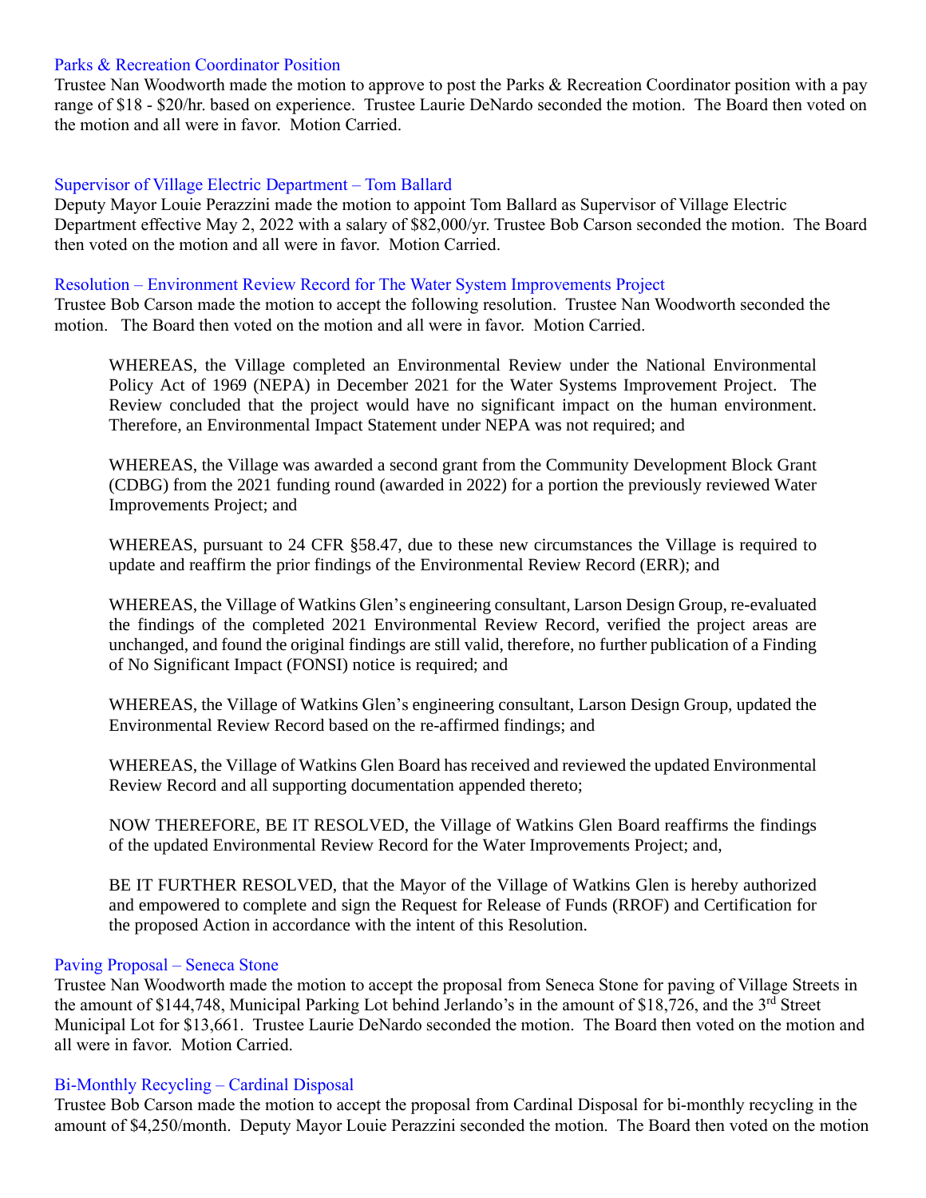### Parks & Recreation Coordinator Position

Trustee Nan Woodworth made the motion to approve to post the Parks & Recreation Coordinator position with a pay range of $18 - $20/hr. based on experience. Trustee Laurie DeNardo seconded the motion. The Board then voted on the motion and all were in favor. Motion Carried.

### Supervisor of Village Electric Department – Tom Ballard

Deputy Mayor Louie Perazzini made the motion to appoint Tom Ballard as Supervisor of Village Electric Department effective May 2, 2022 with a salary of $82,000/yr. Trustee Bob Carson seconded the motion. The Board then voted on the motion and all were in favor. Motion Carried.

### Resolution – Environment Review Record for The Water System Improvements Project

Trustee Bob Carson made the motion to accept the following resolution. Trustee Nan Woodworth seconded the motion. The Board then voted on the motion and all were in favor. Motion Carried.

> WHEREAS, the Village completed an Environmental Review under the National Environmental Policy Act of 1969 (NEPA) in December 2021 for the Water Systems Improvement Project. The Review concluded that the project would have no significant impact on the human environment. Therefore, an Environmental Impact Statement under NEPA was not required; and
>
> WHEREAS, the Village was awarded a second grant from the Community Development Block Grant (CDBG) from the 2021 funding round (awarded in 2022) for a portion the previously reviewed Water Improvements Project; and
>
> WHEREAS, pursuant to 24 CFR §58.47, due to these new circumstances the Village is required to update and reaffirm the prior findings of the Environmental Review Record (ERR); and
>
> WHEREAS, the Village of Watkins Glen's engineering consultant, Larson Design Group, re-evaluated the findings of the completed 2021 Environmental Review Record, verified the project areas are unchanged, and found the original findings are still valid, therefore, no further publication of a Finding of No Significant Impact (FONSI) notice is required; and
>
> WHEREAS, the Village of Watkins Glen's engineering consultant, Larson Design Group, updated the Environmental Review Record based on the re-affirmed findings; and
>
> WHEREAS, the Village of Watkins Glen Board has received and reviewed the updated Environmental Review Record and all supporting documentation appended thereto;
>
> NOW THEREFORE, BE IT RESOLVED, the Village of Watkins Glen Board reaffirms the findings of the updated Environmental Review Record for the Water Improvements Project; and,
>
> BE IT FURTHER RESOLVED, that the Mayor of the Village of Watkins Glen is hereby authorized and empowered to complete and sign the Request for Release of Funds (RROF) and Certification for the proposed Action in accordance with the intent of this Resolution.

### Paving Proposal – Seneca Stone

Trustee Nan Woodworth made the motion to accept the proposal from Seneca Stone for paving of Village Streets in the amount of $144,748, Municipal Parking Lot behind Jerlando's in the amount of $18,726, and the 3rd Street Municipal Lot for $13,661. Trustee Laurie DeNardo seconded the motion. The Board then voted on the motion and all were in favor. Motion Carried.

### Bi-Monthly Recycling – Cardinal Disposal

Trustee Bob Carson made the motion to accept the proposal from Cardinal Disposal for bi-monthly recycling in the amount of $4,250/month. Deputy Mayor Louie Perazzini seconded the motion. The Board then voted on the motion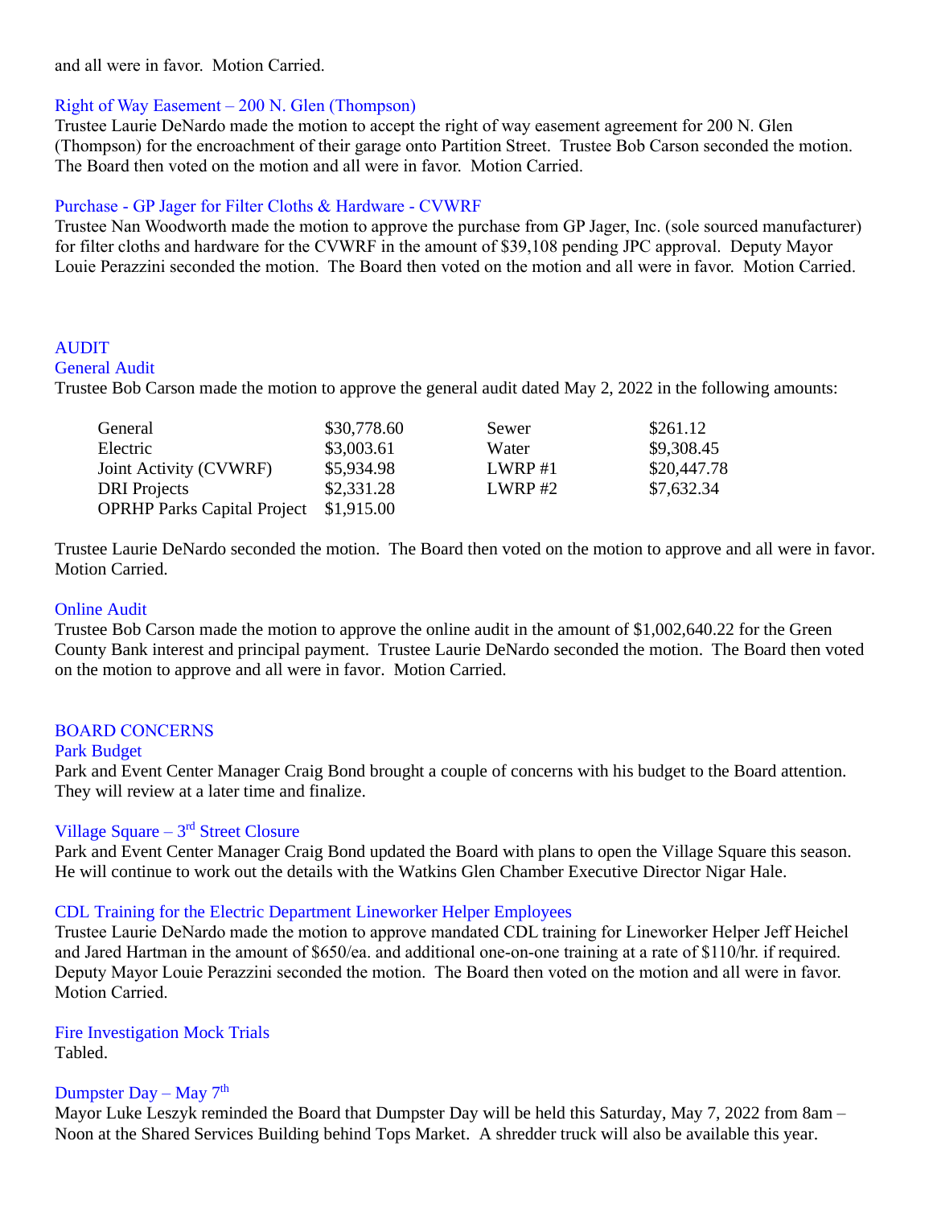and all were in favor. Motion Carried.

### Right of Way Easement – 200 N. Glen (Thompson)

Trustee Laurie DeNardo made the motion to accept the right of way easement agreement for 200 N. Glen (Thompson) for the encroachment of their garage onto Partition Street. Trustee Bob Carson seconded the motion. The Board then voted on the motion and all were in favor. Motion Carried.

### Purchase - GP Jager for Filter Cloths & Hardware - CVWRF

Trustee Nan Woodworth made the motion to approve the purchase from GP Jager, Inc. (sole sourced manufacturer) for filter cloths and hardware for the CVWRF in the amount of $39,108 pending JPC approval. Deputy Mayor Louie Perazzini seconded the motion. The Board then voted on the motion and all were in favor. Motion Carried.

## AUDIT

### General Audit

Trustee Bob Carson made the motion to approve the general audit dated May 2, 2022 in the following amounts:

| | | | |
|---|---|---|---|
| General | $30,778.60 | Sewer | $261.12 |
| Electric | $3,003.61 | Water | $9,308.45 |
| Joint Activity (CVWRF) | $5,934.98 | LWRP #1 | $20,447.78 |
| DRI Projects | $2,331.28 | LWRP #2 | $7,632.34 |
| OPRHP Parks Capital Project | $1,915.00 | | |

Trustee Laurie DeNardo seconded the motion. The Board then voted on the motion to approve and all were in favor. Motion Carried.

### Online Audit

Trustee Bob Carson made the motion to approve the online audit in the amount of $1,002,640.22 for the Green County Bank interest and principal payment. Trustee Laurie DeNardo seconded the motion. The Board then voted on the motion to approve and all were in favor. Motion Carried.

## BOARD CONCERNS

### Park Budget

Park and Event Center Manager Craig Bond brought a couple of concerns with his budget to the Board attention. They will review at a later time and finalize.

### Village Square – 3rd Street Closure

Park and Event Center Manager Craig Bond updated the Board with plans to open the Village Square this season. He will continue to work out the details with the Watkins Glen Chamber Executive Director Nigar Hale.

### CDL Training for the Electric Department Lineworker Helper Employees

Trustee Laurie DeNardo made the motion to approve mandated CDL training for Lineworker Helper Jeff Heichel and Jared Hartman in the amount of $650/ea. and additional one-on-one training at a rate of $110/hr. if required. Deputy Mayor Louie Perazzini seconded the motion. The Board then voted on the motion and all were in favor. Motion Carried.

### Fire Investigation Mock Trials

Tabled.

### Dumpster Day – May 7th

Mayor Luke Leszyk reminded the Board that Dumpster Day will be held this Saturday, May 7, 2022 from 8am – Noon at the Shared Services Building behind Tops Market. A shredder truck will also be available this year.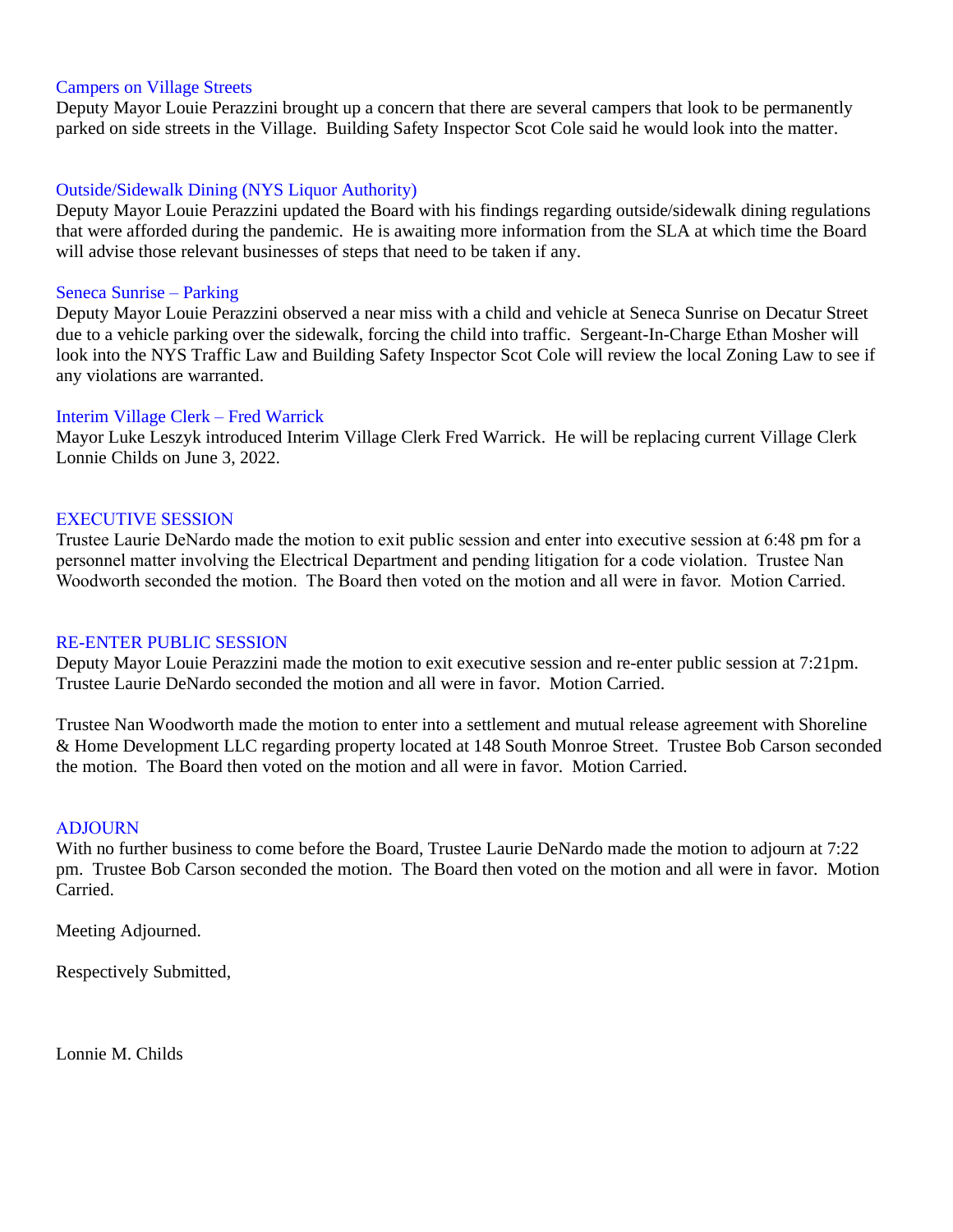### Campers on Village Streets

Deputy Mayor Louie Perazzini brought up a concern that there are several campers that look to be permanently parked on side streets in the Village. Building Safety Inspector Scot Cole said he would look into the matter.

### Outside/Sidewalk Dining (NYS Liquor Authority)

Deputy Mayor Louie Perazzini updated the Board with his findings regarding outside/sidewalk dining regulations that were afforded during the pandemic. He is awaiting more information from the SLA at which time the Board will advise those relevant businesses of steps that need to be taken if any.

### Seneca Sunrise – Parking

Deputy Mayor Louie Perazzini observed a near miss with a child and vehicle at Seneca Sunrise on Decatur Street due to a vehicle parking over the sidewalk, forcing the child into traffic. Sergeant-In-Charge Ethan Mosher will look into the NYS Traffic Law and Building Safety Inspector Scot Cole will review the local Zoning Law to see if any violations are warranted.

### Interim Village Clerk – Fred Warrick

Mayor Luke Leszyk introduced Interim Village Clerk Fred Warrick. He will be replacing current Village Clerk Lonnie Childs on June 3, 2022.

### EXECUTIVE SESSION

Trustee Laurie DeNardo made the motion to exit public session and enter into executive session at 6:48 pm for a personnel matter involving the Electrical Department and pending litigation for a code violation. Trustee Nan Woodworth seconded the motion. The Board then voted on the motion and all were in favor. Motion Carried.

### RE-ENTER PUBLIC SESSION

Deputy Mayor Louie Perazzini made the motion to exit executive session and re-enter public session at 7:21pm. Trustee Laurie DeNardo seconded the motion and all were in favor. Motion Carried.

Trustee Nan Woodworth made the motion to enter into a settlement and mutual release agreement with Shoreline & Home Development LLC regarding property located at 148 South Monroe Street. Trustee Bob Carson seconded the motion. The Board then voted on the motion and all were in favor. Motion Carried.

### ADJOURN

With no further business to come before the Board, Trustee Laurie DeNardo made the motion to adjourn at 7:22 pm. Trustee Bob Carson seconded the motion. The Board then voted on the motion and all were in favor. Motion Carried.

Meeting Adjourned.

Respectively Submitted,

Lonnie M. Childs